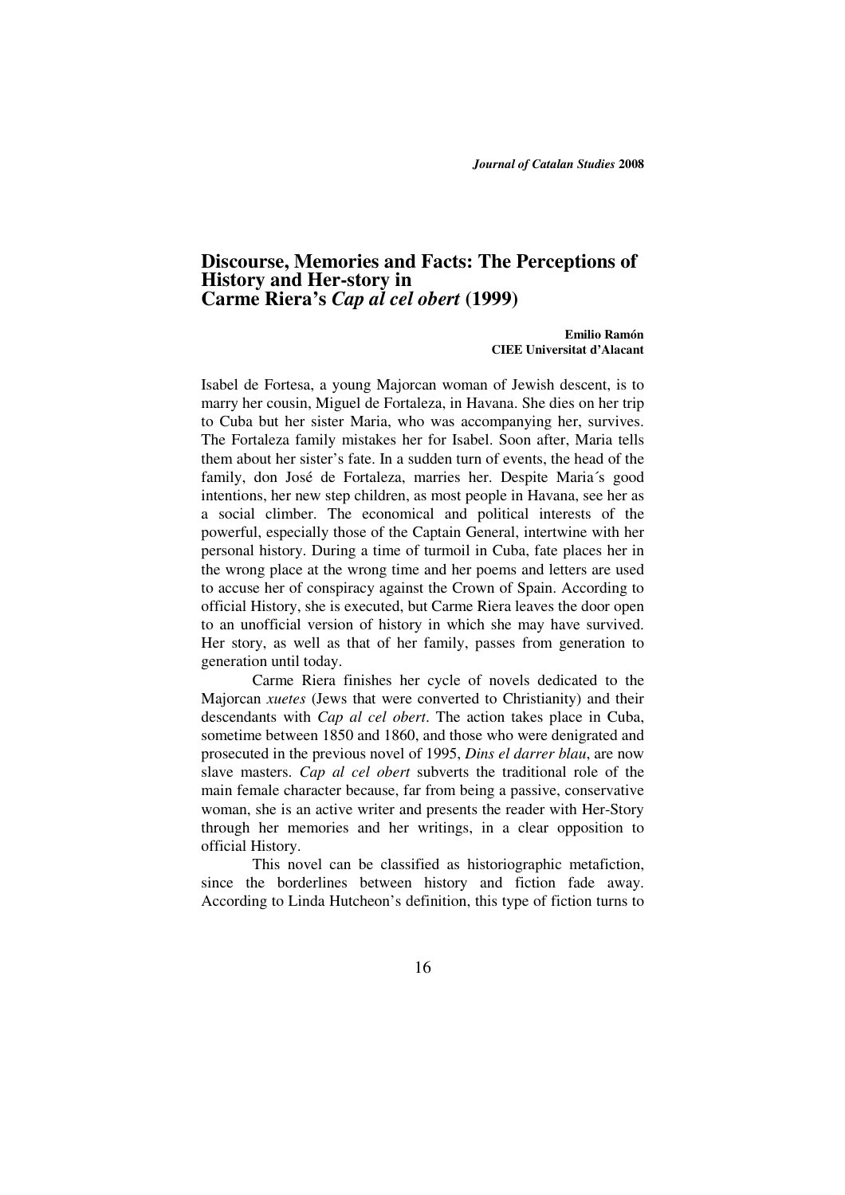# Discourse, Memories and Facts: The Perceptions of History and Her-story in Carme Riera's *Cap al cel obert* (1999)

**Emilio Ramón**
**CIEE Universitat d'Alacant**

Isabel de Fortesa, a young Majorcan woman of Jewish descent, is to marry her cousin, Miguel de Fortaleza, in Havana. She dies on her trip to Cuba but her sister Maria, who was accompanying her, survives. The Fortaleza family mistakes her for Isabel. Soon after, Maria tells them about her sister's fate. In a sudden turn of events, the head of the family, don José de Fortaleza, marries her. Despite Maria´s good intentions, her new step children, as most people in Havana, see her as a social climber. The economical and political interests of the powerful, especially those of the Captain General, intertwine with her personal history. During a time of turmoil in Cuba, fate places her in the wrong place at the wrong time and her poems and letters are used to accuse her of conspiracy against the Crown of Spain. According to official History, she is executed, but Carme Riera leaves the door open to an unofficial version of history in which she may have survived. Her story, as well as that of her family, passes from generation to generation until today.

Carme Riera finishes her cycle of novels dedicated to the Majorcan *xuetes* (Jews that were converted to Christianity) and their descendants with *Cap al cel obert*. The action takes place in Cuba, sometime between 1850 and 1860, and those who were denigrated and prosecuted in the previous novel of 1995, *Dins el darrer blau*, are now slave masters. *Cap al cel obert* subverts the traditional role of the main female character because, far from being a passive, conservative woman, she is an active writer and presents the reader with Her-Story through her memories and her writings, in a clear opposition to official History.

This novel can be classified as historiographic metafiction, since the borderlines between history and fiction fade away. According to Linda Hutcheon's definition, this type of fiction turns to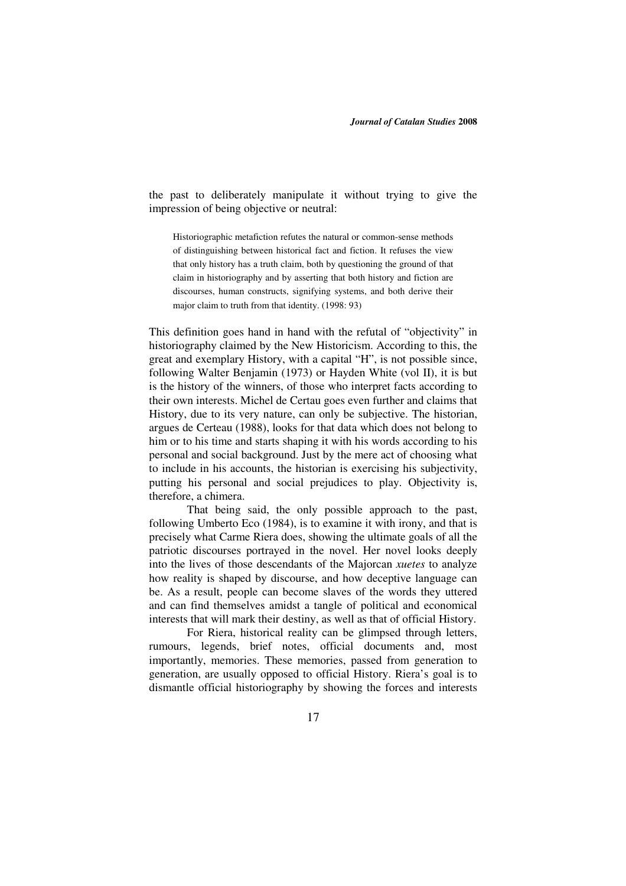the past to deliberately manipulate it without trying to give the impression of being objective or neutral:

> Historiographic metafiction refutes the natural or common-sense methods of distinguishing between historical fact and fiction. It refuses the view that only history has a truth claim, both by questioning the ground of that claim in historiography and by asserting that both history and fiction are discourses, human constructs, signifying systems, and both derive their major claim to truth from that identity. (1998: 93)

This definition goes hand in hand with the refutal of "objectivity" in historiography claimed by the New Historicism. According to this, the great and exemplary History, with a capital "H", is not possible since, following Walter Benjamin (1973) or Hayden White (vol II), it is but is the history of the winners, of those who interpret facts according to their own interests. Michel de Certau goes even further and claims that History, due to its very nature, can only be subjective. The historian, argues de Certeau (1988), looks for that data which does not belong to him or to his time and starts shaping it with his words according to his personal and social background. Just by the mere act of choosing what to include in his accounts, the historian is exercising his subjectivity, putting his personal and social prejudices to play. Objectivity is, therefore, a chimera.

That being said, the only possible approach to the past, following Umberto Eco (1984), is to examine it with irony, and that is precisely what Carme Riera does, showing the ultimate goals of all the patriotic discourses portrayed in the novel. Her novel looks deeply into the lives of those descendants of the Majorcan *xuetes* to analyze how reality is shaped by discourse, and how deceptive language can be. As a result, people can become slaves of the words they uttered and can find themselves amidst a tangle of political and economical interests that will mark their destiny, as well as that of official History.

For Riera, historical reality can be glimpsed through letters, rumours, legends, brief notes, official documents and, most importantly, memories. These memories, passed from generation to generation, are usually opposed to official History. Riera's goal is to dismantle official historiography by showing the forces and interests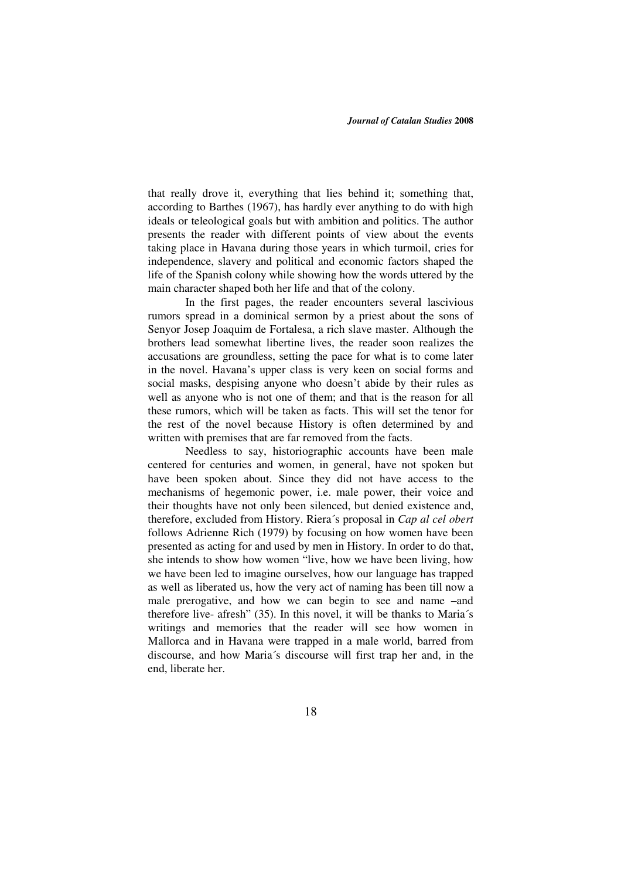that really drove it, everything that lies behind it; something that, according to Barthes (1967), has hardly ever anything to do with high ideals or teleological goals but with ambition and politics. The author presents the reader with different points of view about the events taking place in Havana during those years in which turmoil, cries for independence, slavery and political and economic factors shaped the life of the Spanish colony while showing how the words uttered by the main character shaped both her life and that of the colony.

In the first pages, the reader encounters several lascivious rumors spread in a dominical sermon by a priest about the sons of Senyor Josep Joaquim de Fortalesa, a rich slave master. Although the brothers lead somewhat libertine lives, the reader soon realizes the accusations are groundless, setting the pace for what is to come later in the novel. Havana's upper class is very keen on social forms and social masks, despising anyone who doesn't abide by their rules as well as anyone who is not one of them; and that is the reason for all these rumors, which will be taken as facts. This will set the tenor for the rest of the novel because History is often determined by and written with premises that are far removed from the facts.

Needless to say, historiographic accounts have been male centered for centuries and women, in general, have not spoken but have been spoken about. Since they did not have access to the mechanisms of hegemonic power, i.e. male power, their voice and their thoughts have not only been silenced, but denied existence and, therefore, excluded from History. Riera´s proposal in *Cap al cel obert* follows Adrienne Rich (1979) by focusing on how women have been presented as acting for and used by men in History. In order to do that, she intends to show how women "live, how we have been living, how we have been led to imagine ourselves, how our language has trapped as well as liberated us, how the very act of naming has been till now a male prerogative, and how we can begin to see and name –and therefore live- afresh" (35). In this novel, it will be thanks to Maria´s writings and memories that the reader will see how women in Mallorca and in Havana were trapped in a male world, barred from discourse, and how Maria´s discourse will first trap her and, in the end, liberate her.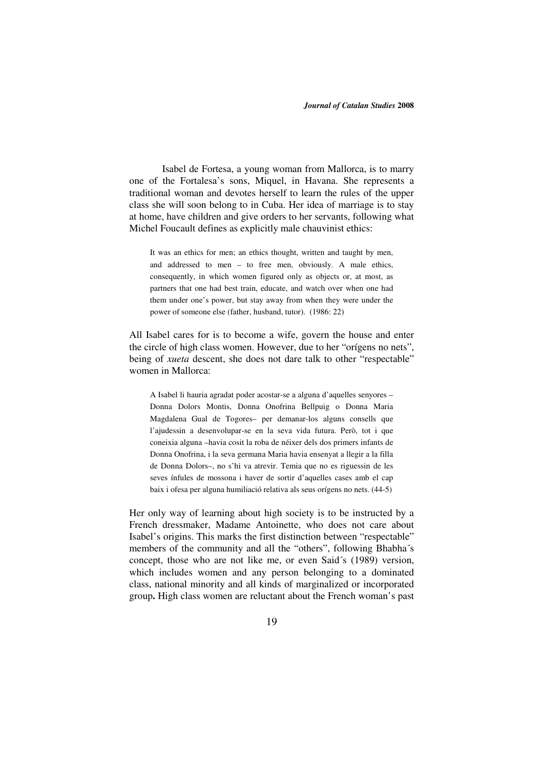Isabel de Fortesa, a young woman from Mallorca, is to marry one of the Fortalesa's sons, Miquel, in Havana. She represents a traditional woman and devotes herself to learn the rules of the upper class she will soon belong to in Cuba. Her idea of marriage is to stay at home, have children and give orders to her servants, following what Michel Foucault defines as explicitly male chauvinist ethics:

> It was an ethics for men; an ethics thought, written and taught by men, and addressed to men – to free men, obviously. A male ethics, consequently, in which women figured only as objects or, at most, as partners that one had best train, educate, and watch over when one had them under one's power, but stay away from when they were under the power of someone else (father, husband, tutor). (1986: 22)

All Isabel cares for is to become a wife, govern the house and enter the circle of high class women. However, due to her "orígens no nets", being of *xueta* descent, she does not dare talk to other "respectable" women in Mallorca:

> A Isabel li hauria agradat poder acostar-se a alguna d'aquelles senyores – Donna Dolors Montis, Donna Onofrina Bellpuig o Donna Maria Magdalena Gual de Togores– per demanar-los alguns consells que l'ajudessin a desenvolupar-se en la seva vida futura. Però, tot i que coneixia alguna –havia cosit la roba de néixer dels dos primers infants de Donna Onofrina, i la seva germana Maria havia ensenyat a llegir a la filla de Donna Dolors–, no s'hi va atrevir. Temia que no es riguessin de les seves ínfules de mossona i haver de sortir d'aquelles cases amb el cap baix i ofesa per alguna humiliació relativa als seus orígens no nets. (44-5)

Her only way of learning about high society is to be instructed by a French dressmaker, Madame Antoinette, who does not care about Isabel's origins. This marks the first distinction between "respectable" members of the community and all the "others", following Bhabha´s concept, those who are not like me, or even Said´s (1989) version, which includes women and any person belonging to a dominated class, national minority and all kinds of marginalized or incorporated group**.** High class women are reluctant about the French woman's past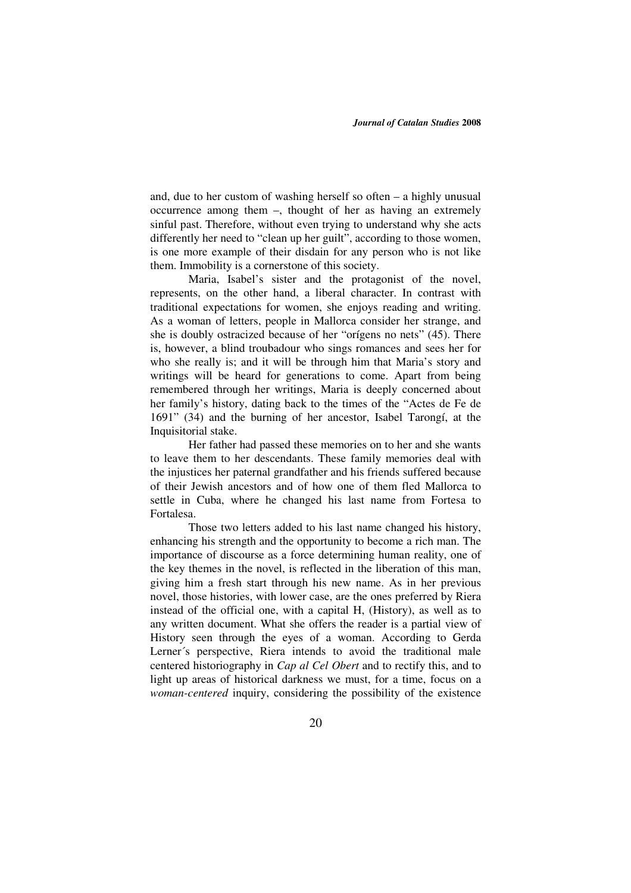and, due to her custom of washing herself so often – a highly unusual occurrence among them –, thought of her as having an extremely sinful past. Therefore, without even trying to understand why she acts differently her need to "clean up her guilt", according to those women, is one more example of their disdain for any person who is not like them. Immobility is a cornerstone of this society.

Maria, Isabel's sister and the protagonist of the novel, represents, on the other hand, a liberal character. In contrast with traditional expectations for women, she enjoys reading and writing. As a woman of letters, people in Mallorca consider her strange, and she is doubly ostracized because of her "orígens no nets" (45). There is, however, a blind troubadour who sings romances and sees her for who she really is; and it will be through him that Maria's story and writings will be heard for generations to come. Apart from being remembered through her writings, Maria is deeply concerned about her family's history, dating back to the times of the "Actes de Fe de 1691" (34) and the burning of her ancestor, Isabel Tarongí, at the Inquisitorial stake.

Her father had passed these memories on to her and she wants to leave them to her descendants. These family memories deal with the injustices her paternal grandfather and his friends suffered because of their Jewish ancestors and of how one of them fled Mallorca to settle in Cuba, where he changed his last name from Fortesa to Fortalesa.

Those two letters added to his last name changed his history, enhancing his strength and the opportunity to become a rich man. The importance of discourse as a force determining human reality, one of the key themes in the novel, is reflected in the liberation of this man, giving him a fresh start through his new name. As in her previous novel, those histories, with lower case, are the ones preferred by Riera instead of the official one, with a capital H, (History), as well as to any written document. What she offers the reader is a partial view of History seen through the eyes of a woman. According to Gerda Lerner´s perspective, Riera intends to avoid the traditional male centered historiography in *Cap al Cel Obert* and to rectify this, and to light up areas of historical darkness we must, for a time, focus on a *woman-centered* inquiry, considering the possibility of the existence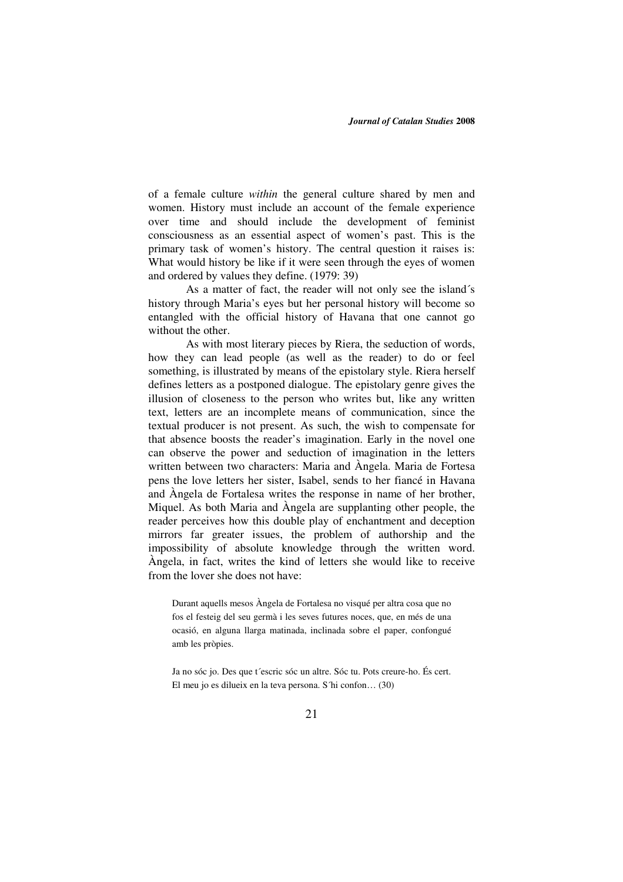of a female culture *within* the general culture shared by men and women. History must include an account of the female experience over time and should include the development of feminist consciousness as an essential aspect of women's past. This is the primary task of women's history. The central question it raises is: What would history be like if it were seen through the eyes of women and ordered by values they define. (1979: 39)

As a matter of fact, the reader will not only see the island´s history through Maria's eyes but her personal history will become so entangled with the official history of Havana that one cannot go without the other.

As with most literary pieces by Riera, the seduction of words, how they can lead people (as well as the reader) to do or feel something, is illustrated by means of the epistolary style. Riera herself defines letters as a postponed dialogue. The epistolary genre gives the illusion of closeness to the person who writes but, like any written text, letters are an incomplete means of communication, since the textual producer is not present. As such, the wish to compensate for that absence boosts the reader's imagination. Early in the novel one can observe the power and seduction of imagination in the letters written between two characters: Maria and Àngela. Maria de Fortesa pens the love letters her sister, Isabel, sends to her fiancé in Havana and Àngela de Fortalesa writes the response in name of her brother, Miquel. As both Maria and Àngela are supplanting other people, the reader perceives how this double play of enchantment and deception mirrors far greater issues, the problem of authorship and the impossibility of absolute knowledge through the written word. Àngela, in fact, writes the kind of letters she would like to receive from the lover she does not have:

> Durant aquells mesos Àngela de Fortalesa no visqué per altra cosa que no fos el festeig del seu germà i les seves futures noces, que, en més de una ocasió, en alguna llarga matinada, inclinada sobre el paper, confongué amb les pròpies.
>
> Ja no sóc jo. Des que t´escric sóc un altre. Sóc tu. Pots creure-ho. És cert. El meu jo es dilueix en la teva persona. S´hi confon… (30)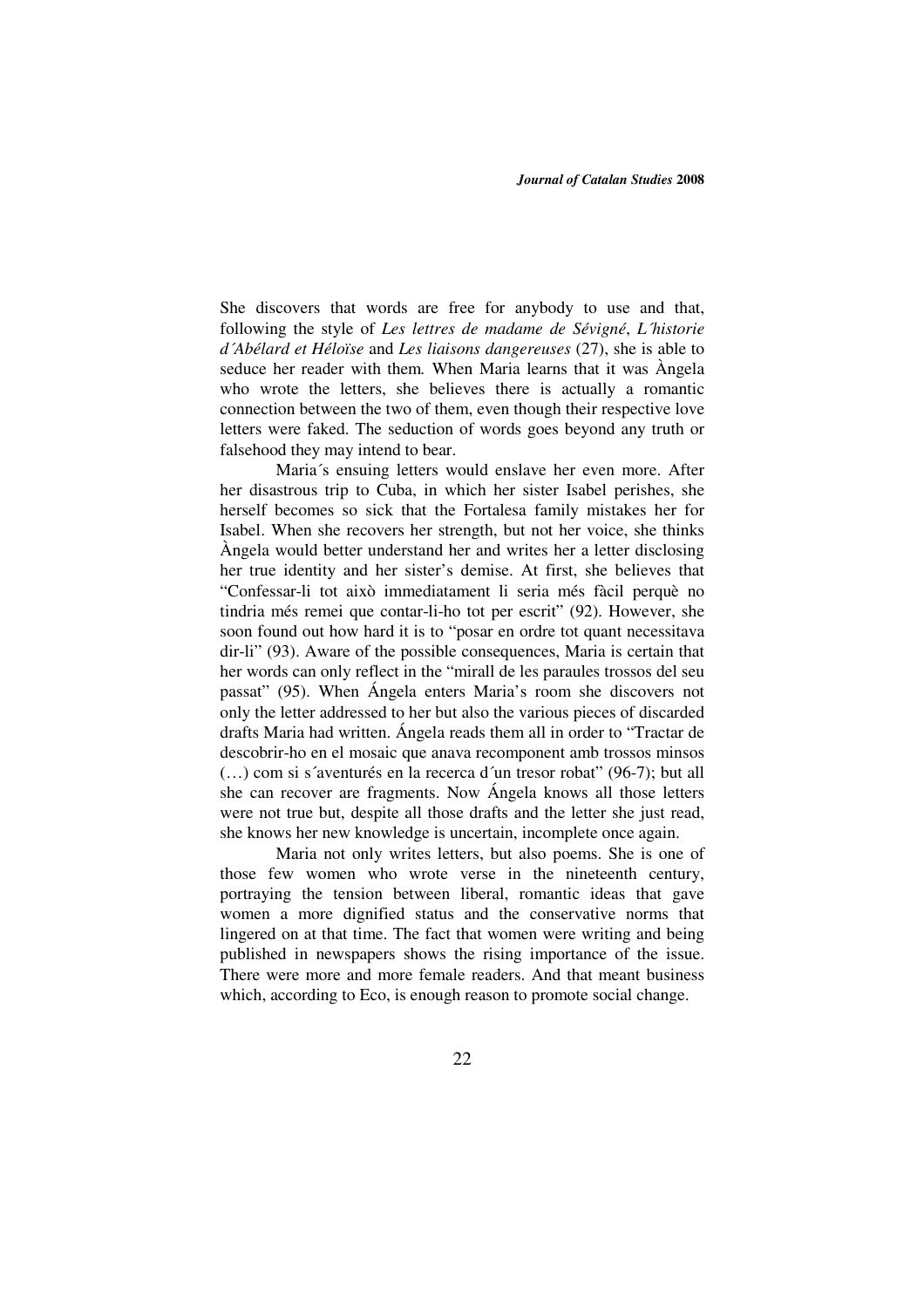She discovers that words are free for anybody to use and that, following the style of *Les lettres de madame de Sévigné*, *L´historie d´Abélard et Héloïse* and *Les liaisons dangereuses* (27), she is able to seduce her reader with them. When Maria learns that it was Àngela who wrote the letters, she believes there is actually a romantic connection between the two of them, even though their respective love letters were faked. The seduction of words goes beyond any truth or falsehood they may intend to bear.

Maria´s ensuing letters would enslave her even more. After her disastrous trip to Cuba, in which her sister Isabel perishes, she herself becomes so sick that the Fortalesa family mistakes her for Isabel. When she recovers her strength, but not her voice, she thinks Àngela would better understand her and writes her a letter disclosing her true identity and her sister's demise. At first, she believes that "Confessar-li tot això immediatament li seria més fàcil perquè no tindria més remei que contar-li-ho tot per escrit" (92). However, she soon found out how hard it is to "posar en ordre tot quant necessitava dir-li" (93). Aware of the possible consequences, Maria is certain that her words can only reflect in the "mirall de les paraules trossos del seu passat" (95). When Ángela enters Maria's room she discovers not only the letter addressed to her but also the various pieces of discarded drafts Maria had written. Ángela reads them all in order to "Tractar de descobrir-ho en el mosaic que anava recomponent amb trossos minsos (…) com si s´aventurés en la recerca d´un tresor robat" (96-7); but all she can recover are fragments. Now Ángela knows all those letters were not true but, despite all those drafts and the letter she just read, she knows her new knowledge is uncertain, incomplete once again.

Maria not only writes letters, but also poems. She is one of those few women who wrote verse in the nineteenth century, portraying the tension between liberal, romantic ideas that gave women a more dignified status and the conservative norms that lingered on at that time. The fact that women were writing and being published in newspapers shows the rising importance of the issue. There were more and more female readers. And that meant business which, according to Eco, is enough reason to promote social change.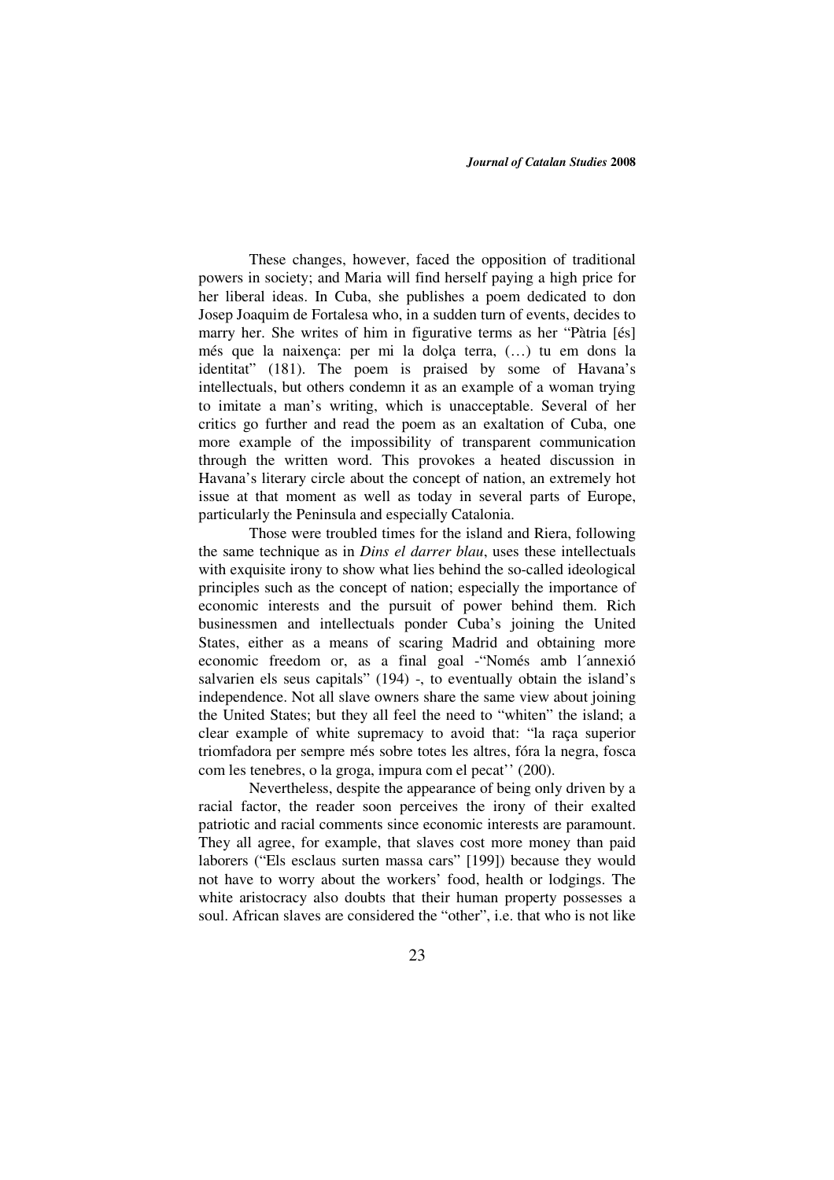These changes, however, faced the opposition of traditional powers in society; and Maria will find herself paying a high price for her liberal ideas. In Cuba, she publishes a poem dedicated to don Josep Joaquim de Fortalesa who, in a sudden turn of events, decides to marry her. She writes of him in figurative terms as her "Pàtria [és] més que la naixença: per mi la dolça terra, (…) tu em dons la identitat" (181). The poem is praised by some of Havana's intellectuals, but others condemn it as an example of a woman trying to imitate a man's writing, which is unacceptable. Several of her critics go further and read the poem as an exaltation of Cuba, one more example of the impossibility of transparent communication through the written word. This provokes a heated discussion in Havana's literary circle about the concept of nation, an extremely hot issue at that moment as well as today in several parts of Europe, particularly the Peninsula and especially Catalonia.

Those were troubled times for the island and Riera, following the same technique as in *Dins el darrer blau*, uses these intellectuals with exquisite irony to show what lies behind the so-called ideological principles such as the concept of nation; especially the importance of economic interests and the pursuit of power behind them. Rich businessmen and intellectuals ponder Cuba's joining the United States, either as a means of scaring Madrid and obtaining more economic freedom or, as a final goal -"Només amb l´annexió salvarien els seus capitals" (194) -, to eventually obtain the island's independence. Not all slave owners share the same view about joining the United States; but they all feel the need to "whiten" the island; a clear example of white supremacy to avoid that: "la raça superior triomfadora per sempre més sobre totes les altres, fóra la negra, fosca com les tenebres, o la groga, impura com el pecat'' (200).

Nevertheless, despite the appearance of being only driven by a racial factor, the reader soon perceives the irony of their exalted patriotic and racial comments since economic interests are paramount. They all agree, for example, that slaves cost more money than paid laborers ("Els esclaus surten massa cars" [199]) because they would not have to worry about the workers' food, health or lodgings. The white aristocracy also doubts that their human property possesses a soul. African slaves are considered the "other", i.e. that who is not like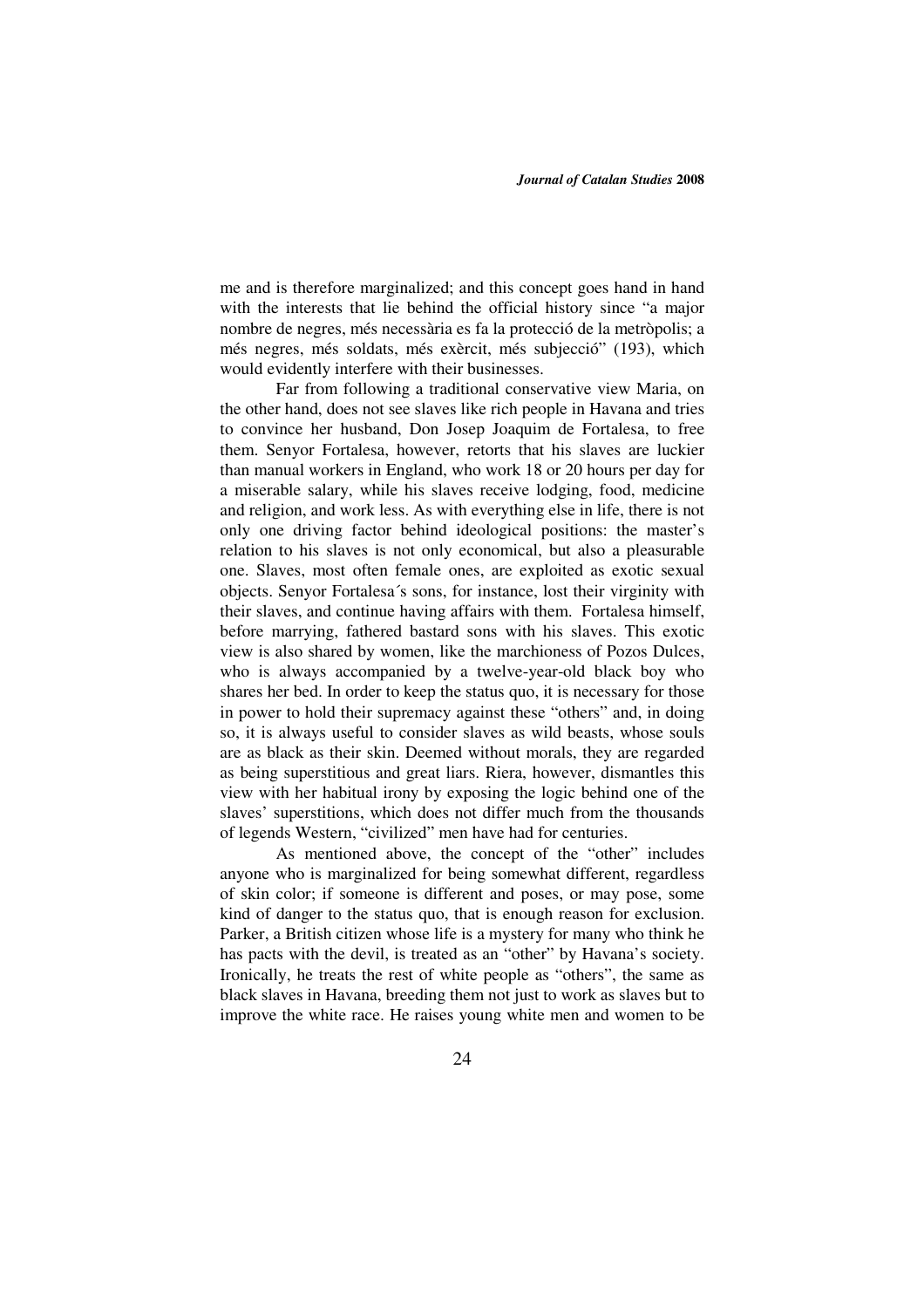me and is therefore marginalized; and this concept goes hand in hand with the interests that lie behind the official history since "a major nombre de negres, més necessària es fa la protecció de la metròpolis; a més negres, més soldats, més exèrcit, més subjecció" (193), which would evidently interfere with their businesses.

Far from following a traditional conservative view Maria, on the other hand, does not see slaves like rich people in Havana and tries to convince her husband, Don Josep Joaquim de Fortalesa, to free them. Senyor Fortalesa, however, retorts that his slaves are luckier than manual workers in England, who work 18 or 20 hours per day for a miserable salary, while his slaves receive lodging, food, medicine and religion, and work less. As with everything else in life, there is not only one driving factor behind ideological positions: the master's relation to his slaves is not only economical, but also a pleasurable one. Slaves, most often female ones, are exploited as exotic sexual objects. Senyor Fortalesa´s sons, for instance, lost their virginity with their slaves, and continue having affairs with them. Fortalesa himself, before marrying, fathered bastard sons with his slaves. This exotic view is also shared by women, like the marchioness of Pozos Dulces, who is always accompanied by a twelve-year-old black boy who shares her bed. In order to keep the status quo, it is necessary for those in power to hold their supremacy against these "others" and, in doing so, it is always useful to consider slaves as wild beasts, whose souls are as black as their skin. Deemed without morals, they are regarded as being superstitious and great liars. Riera, however, dismantles this view with her habitual irony by exposing the logic behind one of the slaves' superstitions, which does not differ much from the thousands of legends Western, "civilized" men have had for centuries.

As mentioned above, the concept of the "other" includes anyone who is marginalized for being somewhat different, regardless of skin color; if someone is different and poses, or may pose, some kind of danger to the status quo, that is enough reason for exclusion. Parker, a British citizen whose life is a mystery for many who think he has pacts with the devil, is treated as an "other" by Havana's society. Ironically, he treats the rest of white people as "others", the same as black slaves in Havana, breeding them not just to work as slaves but to improve the white race. He raises young white men and women to be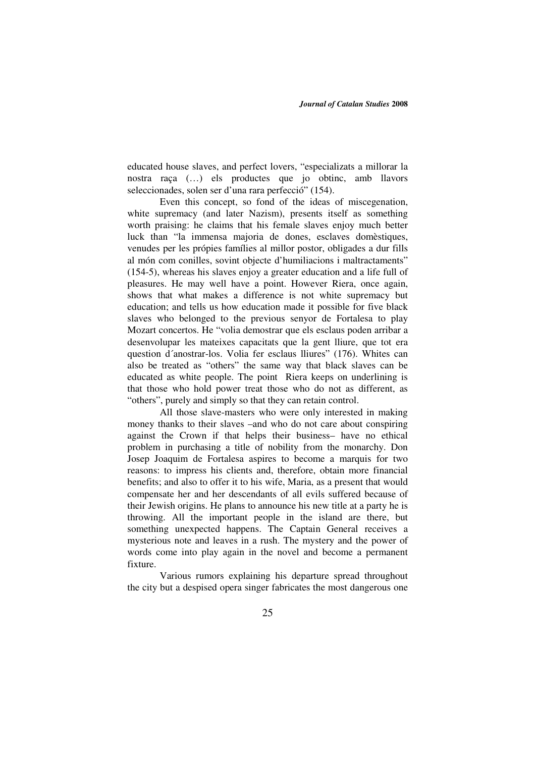educated house slaves, and perfect lovers, “especializats a millorar la nostra raça (…) els productes que jo obtinc, amb llavors seleccionades, solen ser d’una rara perfecció” (154).

Even this concept, so fond of the ideas of miscegenation, white supremacy (and later Nazism), presents itself as something worth praising: he claims that his female slaves enjoy much better luck than “la immensa majoria de dones, esclaves domèstiques, venudes per les pròpies famílies al millor postor, obligades a dur fills al món com conilles, sovint objecte d’humiliacions i maltractaments” (154-5), whereas his slaves enjoy a greater education and a life full of pleasures. He may well have a point. However Riera, once again, shows that what makes a difference is not white supremacy but education; and tells us how education made it possible for five black slaves who belonged to the previous senyor de Fortalesa to play Mozart concertos. He “volia demostrar que els esclaus poden arribar a desenvolupar les mateixes capacitats que la gent lliure, que tot era question d´anostrar-los. Volia fer esclaus lliures” (176). Whites can also be treated as “others” the same way that black slaves can be educated as white people. The point Riera keeps on underlining is that those who hold power treat those who do not as different, as “others”, purely and simply so that they can retain control.

All those slave-masters who were only interested in making money thanks to their slaves –and who do not care about conspiring against the Crown if that helps their business– have no ethical problem in purchasing a title of nobility from the monarchy. Don Josep Joaquim de Fortalesa aspires to become a marquis for two reasons: to impress his clients and, therefore, obtain more financial benefits; and also to offer it to his wife, Maria, as a present that would compensate her and her descendants of all evils suffered because of their Jewish origins. He plans to announce his new title at a party he is throwing. All the important people in the island are there, but something unexpected happens. The Captain General receives a mysterious note and leaves in a rush. The mystery and the power of words come into play again in the novel and become a permanent fixture.

Various rumors explaining his departure spread throughout the city but a despised opera singer fabricates the most dangerous one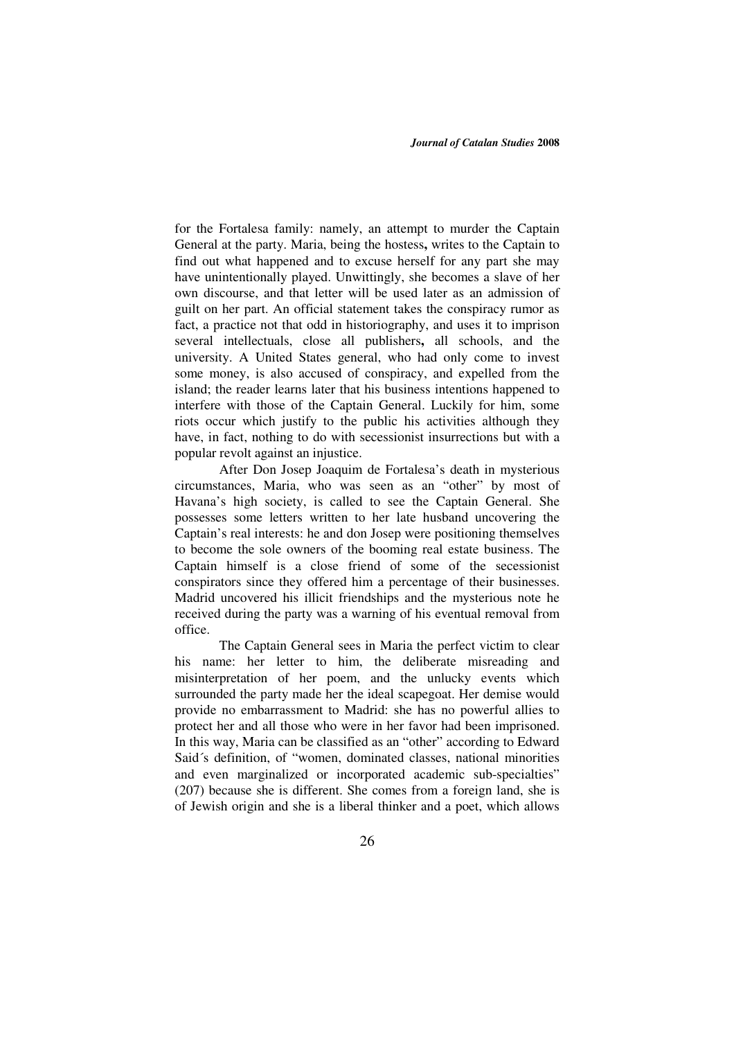for the Fortalesa family: namely, an attempt to murder the Captain General at the party. Maria, being the hostess**,** writes to the Captain to find out what happened and to excuse herself for any part she may have unintentionally played. Unwittingly, she becomes a slave of her own discourse, and that letter will be used later as an admission of guilt on her part. An official statement takes the conspiracy rumor as fact, a practice not that odd in historiography, and uses it to imprison several intellectuals, close all publishers**,** all schools, and the university. A United States general, who had only come to invest some money, is also accused of conspiracy, and expelled from the island; the reader learns later that his business intentions happened to interfere with those of the Captain General. Luckily for him, some riots occur which justify to the public his activities although they have, in fact, nothing to do with secessionist insurrections but with a popular revolt against an injustice.

After Don Josep Joaquim de Fortalesa's death in mysterious circumstances, Maria, who was seen as an "other" by most of Havana's high society, is called to see the Captain General. She possesses some letters written to her late husband uncovering the Captain's real interests: he and don Josep were positioning themselves to become the sole owners of the booming real estate business. The Captain himself is a close friend of some of the secessionist conspirators since they offered him a percentage of their businesses. Madrid uncovered his illicit friendships and the mysterious note he received during the party was a warning of his eventual removal from office.

The Captain General sees in Maria the perfect victim to clear his name: her letter to him, the deliberate misreading and misinterpretation of her poem, and the unlucky events which surrounded the party made her the ideal scapegoat. Her demise would provide no embarrassment to Madrid: she has no powerful allies to protect her and all those who were in her favor had been imprisoned. In this way, Maria can be classified as an "other" according to Edward Said´s definition, of "women, dominated classes, national minorities and even marginalized or incorporated academic sub-specialties" (207) because she is different. She comes from a foreign land, she is of Jewish origin and she is a liberal thinker and a poet, which allows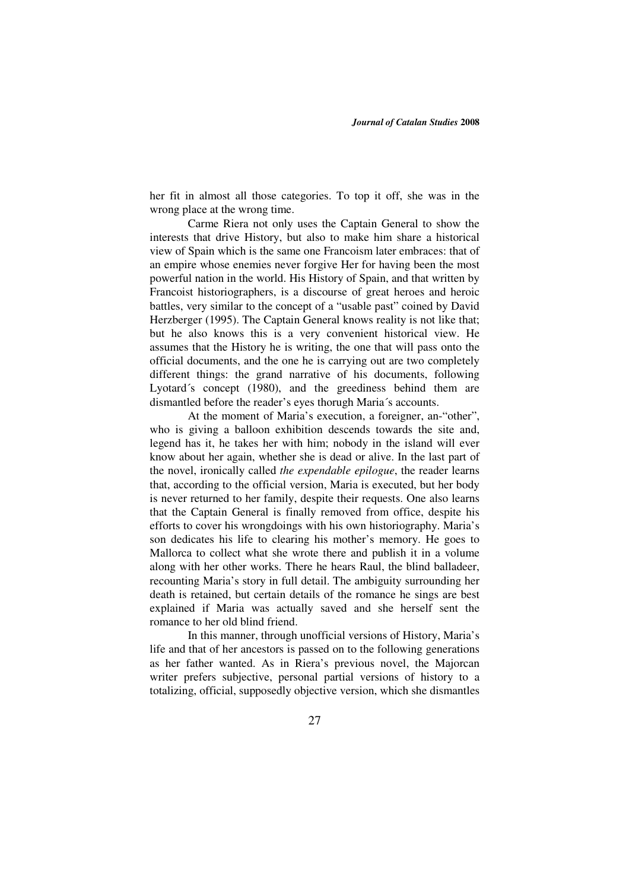her fit in almost all those categories. To top it off, she was in the wrong place at the wrong time.

Carme Riera not only uses the Captain General to show the interests that drive History, but also to make him share a historical view of Spain which is the same one Francoism later embraces: that of an empire whose enemies never forgive Her for having been the most powerful nation in the world. His History of Spain, and that written by Francoist historiographers, is a discourse of great heroes and heroic battles, very similar to the concept of a "usable past" coined by David Herzberger (1995). The Captain General knows reality is not like that; but he also knows this is a very convenient historical view. He assumes that the History he is writing, the one that will pass onto the official documents, and the one he is carrying out are two completely different things: the grand narrative of his documents, following Lyotard´s concept (1980), and the greediness behind them are dismantled before the reader's eyes thorugh Maria´s accounts.

At the moment of Maria's execution, a foreigner, an-"other", who is giving a balloon exhibition descends towards the site and, legend has it, he takes her with him; nobody in the island will ever know about her again, whether she is dead or alive. In the last part of the novel, ironically called *the expendable epilogue*, the reader learns that, according to the official version, Maria is executed, but her body is never returned to her family, despite their requests. One also learns that the Captain General is finally removed from office, despite his efforts to cover his wrongdoings with his own historiography. Maria's son dedicates his life to clearing his mother's memory. He goes to Mallorca to collect what she wrote there and publish it in a volume along with her other works. There he hears Raul, the blind balladeer, recounting Maria's story in full detail. The ambiguity surrounding her death is retained, but certain details of the romance he sings are best explained if Maria was actually saved and she herself sent the romance to her old blind friend.

In this manner, through unofficial versions of History, Maria's life and that of her ancestors is passed on to the following generations as her father wanted. As in Riera's previous novel, the Majorcan writer prefers subjective, personal partial versions of history to a totalizing, official, supposedly objective version, which she dismantles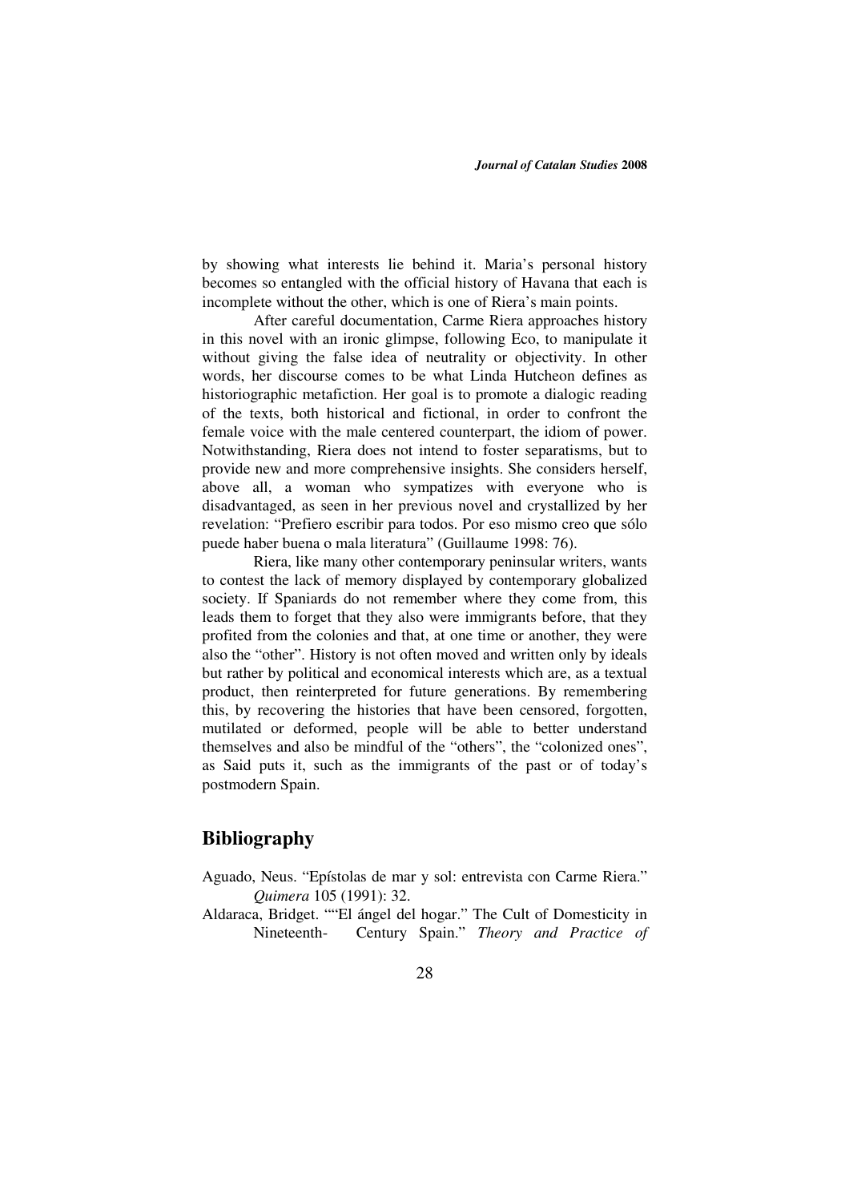by showing what interests lie behind it. Maria's personal history becomes so entangled with the official history of Havana that each is incomplete without the other, which is one of Riera's main points.

After careful documentation, Carme Riera approaches history in this novel with an ironic glimpse, following Eco, to manipulate it without giving the false idea of neutrality or objectivity. In other words, her discourse comes to be what Linda Hutcheon defines as historiographic metafiction. Her goal is to promote a dialogic reading of the texts, both historical and fictional, in order to confront the female voice with the male centered counterpart, the idiom of power. Notwithstanding, Riera does not intend to foster separatisms, but to provide new and more comprehensive insights. She considers herself, above all, a woman who sympatizes with everyone who is disadvantaged, as seen in her previous novel and crystallized by her revelation: "Prefiero escribir para todos. Por eso mismo creo que sólo puede haber buena o mala literatura" (Guillaume 1998: 76).

Riera, like many other contemporary peninsular writers, wants to contest the lack of memory displayed by contemporary globalized society. If Spaniards do not remember where they come from, this leads them to forget that they also were immigrants before, that they profited from the colonies and that, at one time or another, they were also the "other". History is not often moved and written only by ideals but rather by political and economical interests which are, as a textual product, then reinterpreted for future generations. By remembering this, by recovering the histories that have been censored, forgotten, mutilated or deformed, people will be able to better understand themselves and also be mindful of the "others", the "colonized ones", as Said puts it, such as the immigrants of the past or of today's postmodern Spain.

## Bibliography

Aguado, Neus. "Epístolas de mar y sol: entrevista con Carme Riera." *Quimera* 105 (1991): 32.

Aldaraca, Bridget. ""El ángel del hogar." The Cult of Domesticity in Nineteenth- Century Spain." *Theory and Practice of*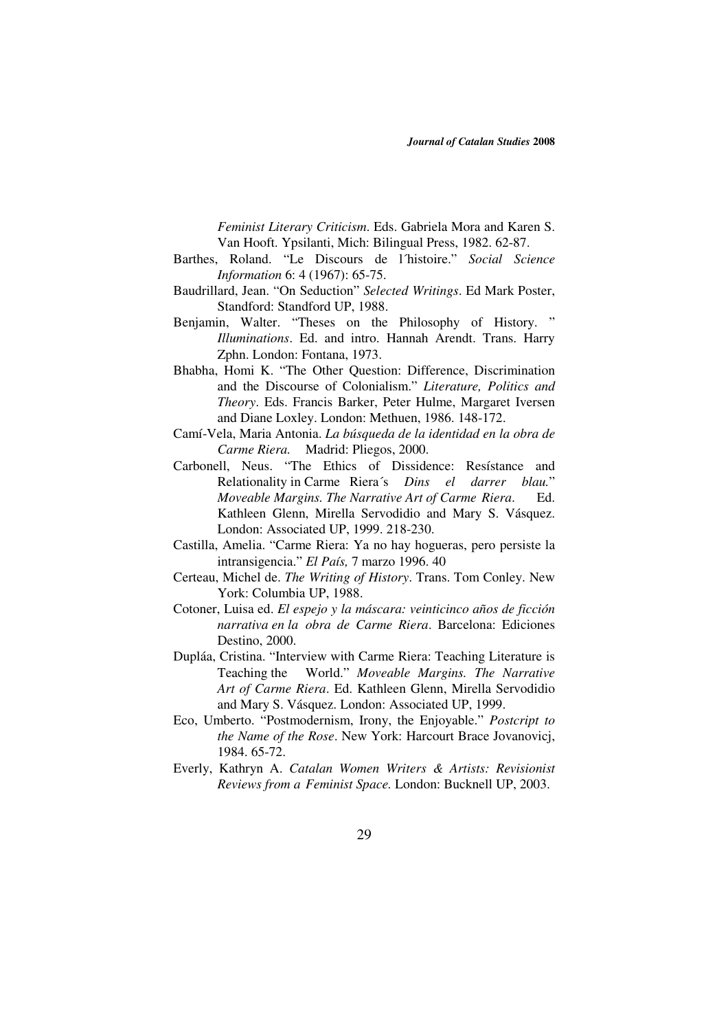*Feminist Literary Criticism*. Eds. Gabriela Mora and Karen S. Van Hooft. Ypsilanti, Mich: Bilingual Press, 1982. 62-87.

Barthes, Roland. "Le Discours de l´histoire." *Social Science Information* 6: 4 (1967): 65-75.

Baudrillard, Jean. "On Seduction" *Selected Writings*. Ed Mark Poster, Standford: Standford UP, 1988.

Benjamin, Walter. "Theses on the Philosophy of History. " *Illuminations*. Ed. and intro. Hannah Arendt. Trans. Harry Zphn. London: Fontana, 1973.

Bhabha, Homi K. "The Other Question: Difference, Discrimination and the Discourse of Colonialism." *Literature, Politics and Theory*. Eds. Francis Barker, Peter Hulme, Margaret Iversen and Diane Loxley. London: Methuen, 1986. 148-172.

Camí-Vela, Maria Antonia. *La búsqueda de la identidad en la obra de Carme Riera.* Madrid: Pliegos, 2000.

Carbonell, Neus. "The Ethics of Dissidence: Resístance and Relationality in Carme Riera´s *Dins el darrer blau.*" *Moveable Margins. The Narrative Art of Carme Riera*. Ed. Kathleen Glenn, Mirella Servodidio and Mary S. Vásquez. London: Associated UP, 1999. 218-230.

Castilla, Amelia. "Carme Riera: Ya no hay hogueras, pero persiste la intransigencia." *El País,* 7 marzo 1996. 40

Certeau, Michel de. *The Writing of History*. Trans. Tom Conley. New York: Columbia UP, 1988.

Cotoner, Luisa ed. *El espejo y la máscara: veinticinco años de ficción narrativa en la obra de Carme Riera*. Barcelona: Ediciones Destino, 2000.

Dupláa, Cristina. "Interview with Carme Riera: Teaching Literature is Teaching the World." *Moveable Margins. The Narrative Art of Carme Riera*. Ed. Kathleen Glenn, Mirella Servodidio and Mary S. Vásquez. London: Associated UP, 1999.

Eco, Umberto. "Postmodernism, Irony, the Enjoyable." *Postcript to the Name of the Rose*. New York: Harcourt Brace Jovanovicj, 1984. 65-72.

Everly, Kathryn A. *Catalan Women Writers & Artists: Revisionist Reviews from a Feminist Space.* London: Bucknell UP, 2003.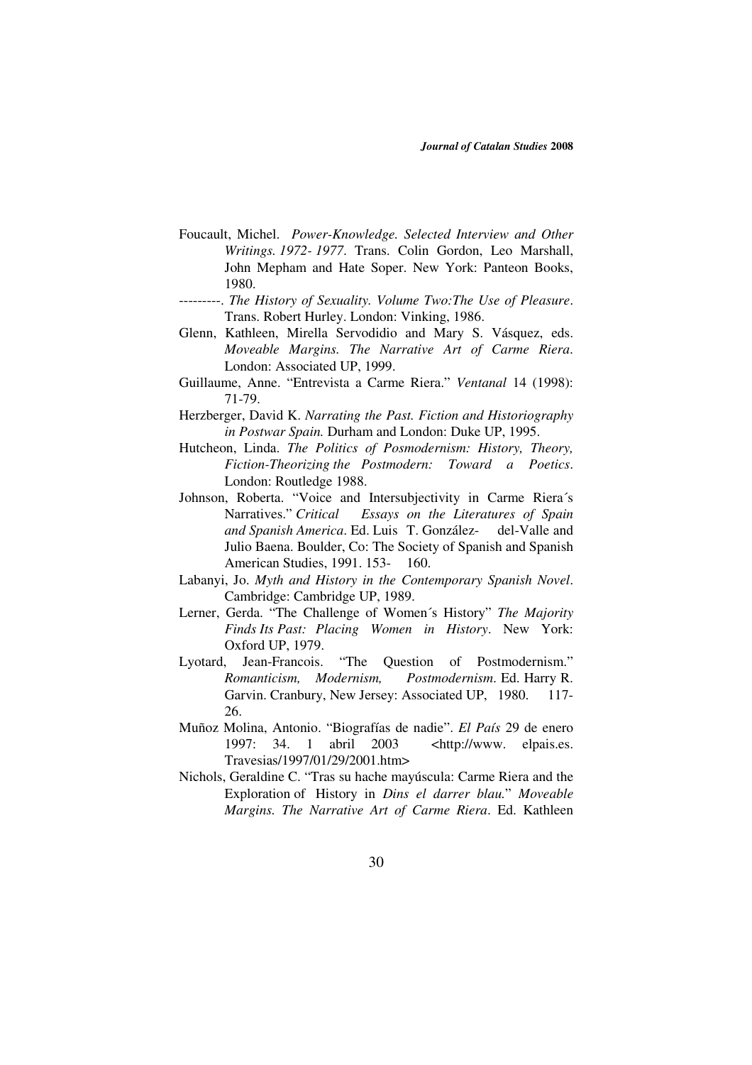Foucault, Michel. *Power-Knowledge. Selected Interview and Other Writings. 1972- 1977*. Trans. Colin Gordon, Leo Marshall, John Mepham and Hate Soper. New York: Panteon Books, 1980.

---------. *The History of Sexuality. Volume Two:The Use of Pleasure*. Trans. Robert Hurley. London: Vinking, 1986.

Glenn, Kathleen, Mirella Servodidio and Mary S. Vásquez, eds. *Moveable Margins. The Narrative Art of Carme Riera*. London: Associated UP, 1999.

Guillaume, Anne. "Entrevista a Carme Riera." *Ventanal* 14 (1998): 71-79.

Herzberger, David K. *Narrating the Past. Fiction and Historiography in Postwar Spain.* Durham and London: Duke UP, 1995.

Hutcheon, Linda. *The Politics of Posmodernism: History, Theory, Fiction-Theorizing the Postmodern: Toward a Poetics*. London: Routledge 1988.

Johnson, Roberta. "Voice and Intersubjectivity in Carme Riera´s Narratives." *Critical Essays on the Literatures of Spain and Spanish America*. Ed. Luis T. González- del-Valle and Julio Baena. Boulder, Co: The Society of Spanish and Spanish American Studies, 1991. 153- 160.

Labanyi, Jo. *Myth and History in the Contemporary Spanish Novel*. Cambridge: Cambridge UP, 1989.

Lerner, Gerda. "The Challenge of Women´s History" *The Majority Finds Its Past: Placing Women in History*. New York: Oxford UP, 1979.

Lyotard, Jean-Francois. "The Question of Postmodernism." *Romanticism, Modernism, Postmodernism*. Ed. Harry R. Garvin. Cranbury, New Jersey: Associated UP, 1980. 117-26.

Muñoz Molina, Antonio. "Biografías de nadie". *El País* 29 de enero 1997: 34. 1 abril 2003 <http://www. elpais.es. Travesias/1997/01/29/2001.htm>

Nichols, Geraldine C. "Tras su hache mayúscula: Carme Riera and the Exploration of History in *Dins el darrer blau.*" *Moveable Margins. The Narrative Art of Carme Riera*. Ed. Kathleen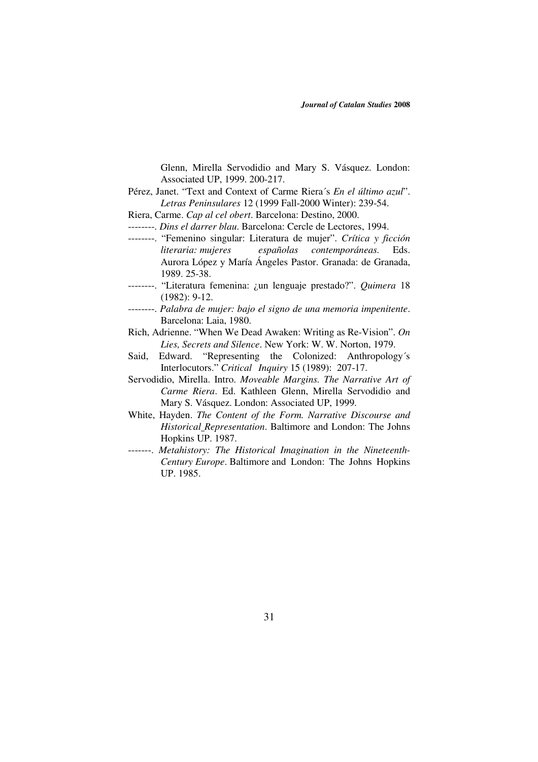Glenn, Mirella Servodidio and Mary S. Vásquez. London: Associated UP, 1999. 200-217.

Pérez, Janet. "Text and Context of Carme Riera´s *En el último azul*". *Letras Peninsulares* 12 (1999 Fall-2000 Winter): 239-54.

Riera, Carme. *Cap al cel obert*. Barcelona: Destino, 2000.

--------. *Dins el darrer blau*. Barcelona: Cercle de Lectores, 1994.

--------. "Femenino singular: Literatura de mujer". *Crítica y ficción literaria: mujeres españolas contemporáneas*. Eds. Aurora López y María Ángeles Pastor. Granada: de Granada, 1989. 25-38.

--------. "Literatura femenina: ¿un lenguaje prestado?". *Quimera* 18 (1982): 9-12.

--------. *Palabra de mujer: bajo el signo de una memoria impenitente*. Barcelona: Laia, 1980.

Rich, Adrienne. "When We Dead Awaken: Writing as Re-Vision". *On Lies, Secrets and Silence*. New York: W. W. Norton, 1979.

Said, Edward. "Representing the Colonized: Anthropology´s Interlocutors." *Critical Inquiry* 15 (1989): 207-17.

Servodidio, Mirella. Intro. *Moveable Margins. The Narrative Art of Carme Riera*. Ed. Kathleen Glenn, Mirella Servodidio and Mary S. Vásquez. London: Associated UP, 1999.

White, Hayden. *The Content of the Form. Narrative Discourse and Historical Representation*. Baltimore and London: The Johns Hopkins UP. 1987.

-------. *Metahistory: The Historical Imagination in the Nineteenth-Century Europe*. Baltimore and London: The Johns Hopkins UP. 1985.